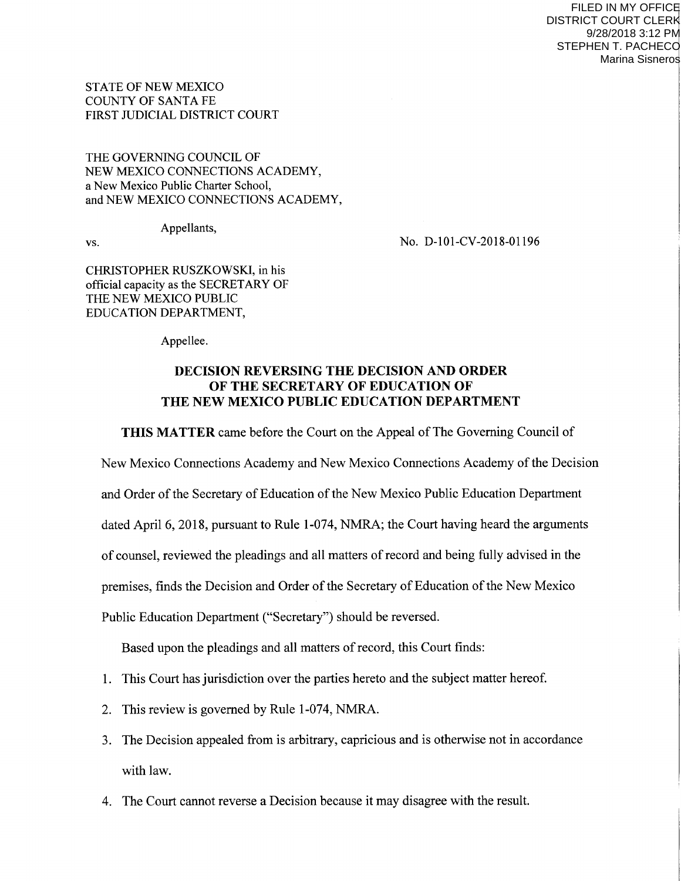FILED IN MY OFFICE
DISTRICT COURT CLERK
9/28/2018 3:12 PM
STEPHEN T. PACHECO
Marina Sisneros

STATE OF NEW MEXICO
COUNTY OF SANTA FE
FIRST JUDICIAL DISTRICT COURT

THE GOVERNING COUNCIL OF
NEW MEXICO CONNECTIONS ACADEMY,
a New Mexico Public Charter School,
and NEW MEXICO CONNECTIONS ACADEMY,

Appellants,

vs. No. D-101-CV-2018-01196

CHRISTOPHER RUSZKOWSKI, in his
official capacity as the SECRETARY OF
THE NEW MEXICO PUBLIC
EDUCATION DEPARTMENT,

Appellee.

## DECISION REVERSING THE DECISION AND ORDER OF THE SECRETARY OF EDUCATION OF THE NEW MEXICO PUBLIC EDUCATION DEPARTMENT

**THIS MATTER** came before the Court on the Appeal of The Governing Council of New Mexico Connections Academy and New Mexico Connections Academy of the Decision and Order of the Secretary of Education of the New Mexico Public Education Department dated April 6, 2018, pursuant to Rule 1-074, NMRA; the Court having heard the arguments of counsel, reviewed the pleadings and all matters of record and being fully advised in the premises, finds the Decision and Order of the Secretary of Education of the New Mexico Public Education Department ("Secretary") should be reversed.

Based upon the pleadings and all matters of record, this Court finds:

1. This Court has jurisdiction over the parties hereto and the subject matter hereof.
2. This review is governed by Rule 1-074, NMRA.
3. The Decision appealed from is arbitrary, capricious and is otherwise not in accordance with law.
4. The Court cannot reverse a Decision because it may disagree with the result.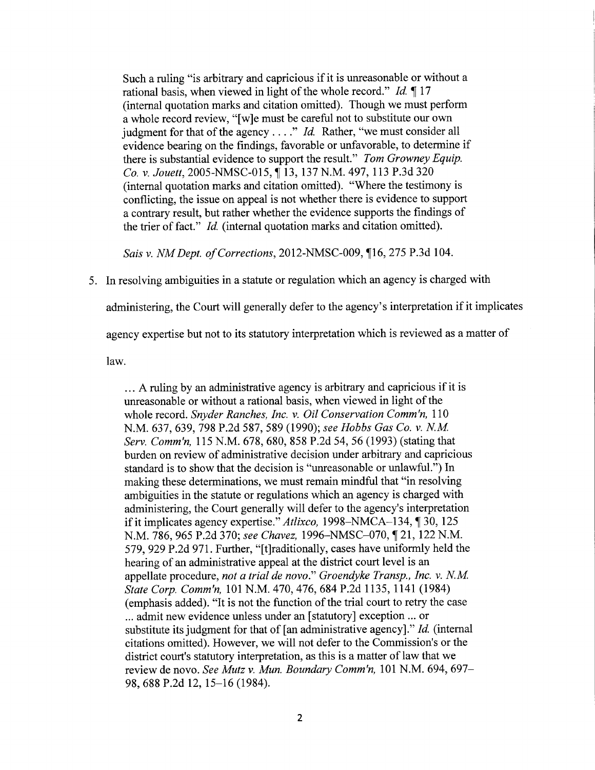> Such a ruling "is arbitrary and capricious if it is unreasonable or without a rational basis, when viewed in light of the whole record." *Id.* ¶ 17 (internal quotation marks and citation omitted). Though we must perform a whole record review, "[w]e must be careful not to substitute our own judgment for that of the agency . . . ." *Id.* Rather, "we must consider all evidence bearing on the findings, favorable or unfavorable, to determine if there is substantial evidence to support the result." *Tom Growney Equip. Co. v. Jouett*, 2005-NMSC-015, ¶ 13, 137 N.M. 497, 113 P.3d 320 (internal quotation marks and citation omitted). "Where the testimony is conflicting, the issue on appeal is not whether there is evidence to support a contrary result, but rather whether the evidence supports the findings of the trier of fact." *Id.* (internal quotation marks and citation omitted).
>
> *Sais v. NM Dept. of Corrections*, 2012-NMSC-009, ¶16, 275 P.3d 104.

5. In resolving ambiguities in a statute or regulation which an agency is charged with administering, the Court will generally defer to the agency's interpretation if it implicates agency expertise but not to its statutory interpretation which is reviewed as a matter of law.

> … A ruling by an administrative agency is arbitrary and capricious if it is unreasonable or without a rational basis, when viewed in light of the whole record. *Snyder Ranches, Inc. v. Oil Conservation Comm'n*, 110 N.M. 637, 639, 798 P.2d 587, 589 (1990); *see Hobbs Gas Co. v. N.M. Serv. Comm'n*, 115 N.M. 678, 680, 858 P.2d 54, 56 (1993) (stating that burden on review of administrative decision under arbitrary and capricious standard is to show that the decision is "unreasonable or unlawful.") In making these determinations, we must remain mindful that "in resolving ambiguities in the statute or regulations which an agency is charged with administering, the Court generally will defer to the agency's interpretation if it implicates agency expertise." *Atlixco,* 1998–NMCA–134, ¶ 30, 125 N.M. 786, 965 P.2d 370; *see Chavez,* 1996–NMSC–070, ¶ 21, 122 N.M. 579, 929 P.2d 971. Further, "[t]raditionally, cases have uniformly held the hearing of an administrative appeal at the district court level is an appellate procedure, *not a trial de novo*." *Groendyke Transp., Inc. v. N.M. State Corp. Comm'n,* 101 N.M. 470, 476, 684 P.2d 1135, 1141 (1984) (emphasis added). "It is not the function of the trial court to retry the case ... admit new evidence unless under an [statutory] exception ... or substitute its judgment for that of [an administrative agency]." *Id.* (internal citations omitted). However, we will not defer to the Commission's or the district court's statutory interpretation, as this is a matter of law that we review de novo. *See Mutz v. Mun. Boundary Comm'n,* 101 N.M. 694, 697–98, 688 P.2d 12, 15–16 (1984).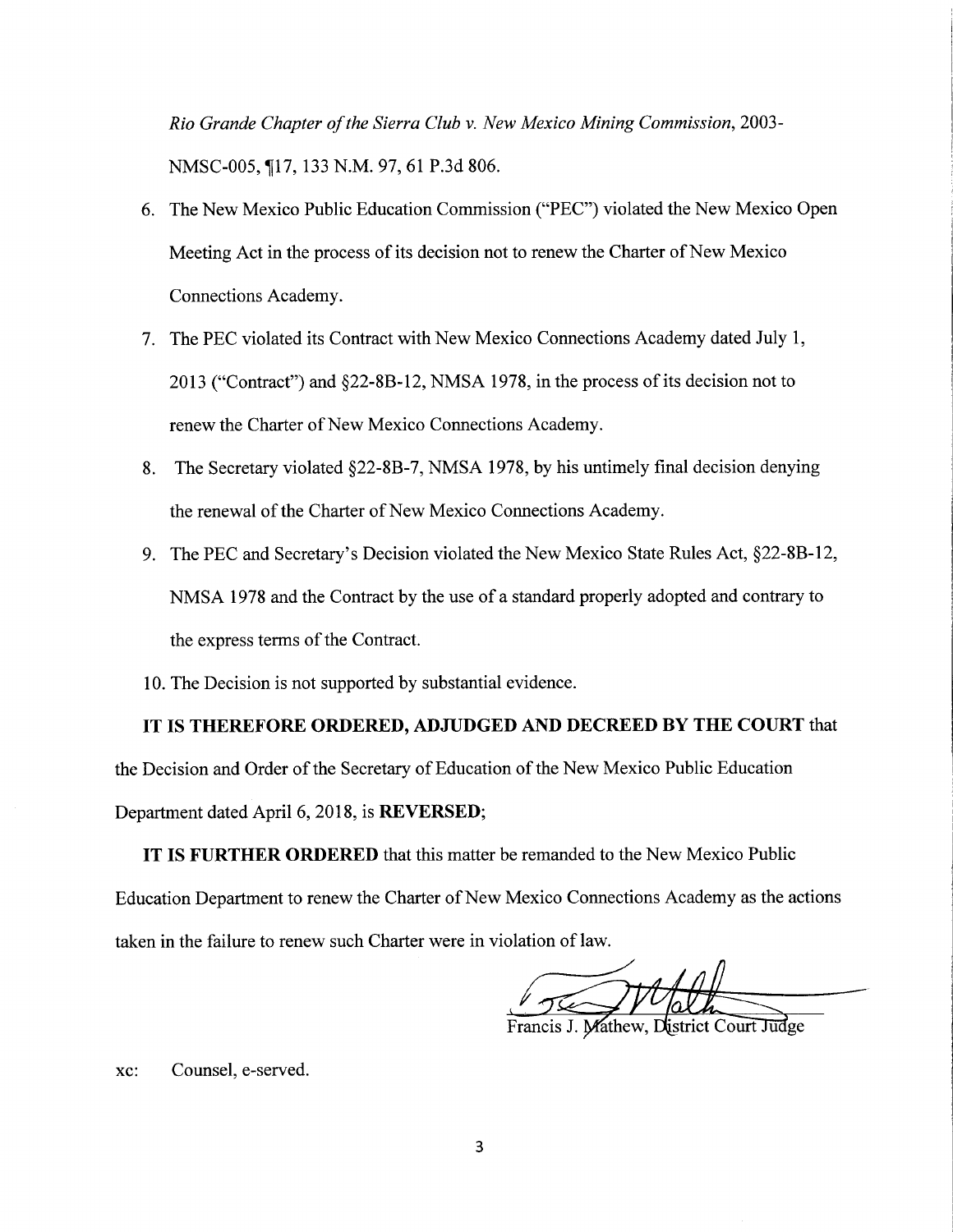*Rio Grande Chapter of the Sierra Club v. New Mexico Mining Commission*, 2003-NMSC-005, ¶17, 133 N.M. 97, 61 P.3d 806.

6. The New Mexico Public Education Commission ("PEC") violated the New Mexico Open Meeting Act in the process of its decision not to renew the Charter of New Mexico Connections Academy.
7. The PEC violated its Contract with New Mexico Connections Academy dated July 1, 2013 ("Contract") and §22-8B-12, NMSA 1978, in the process of its decision not to renew the Charter of New Mexico Connections Academy.
8. The Secretary violated §22-8B-7, NMSA 1978, by his untimely final decision denying the renewal of the Charter of New Mexico Connections Academy.
9. The PEC and Secretary's Decision violated the New Mexico State Rules Act, §22-8B-12, NMSA 1978 and the Contract by the use of a standard properly adopted and contrary to the express terms of the Contract.
10. The Decision is not supported by substantial evidence.

**IT IS THEREFORE ORDERED, ADJUDGED AND DECREED BY THE COURT** that the Decision and Order of the Secretary of Education of the New Mexico Public Education Department dated April 6, 2018, is **REVERSED;**

**IT IS FURTHER ORDERED** that this matter be remanded to the New Mexico Public Education Department to renew the Charter of New Mexico Connections Academy as the actions taken in the failure to renew such Charter were in violation of law.

Francis J. Mathew, District Court Judge

xc: Counsel, e-served.